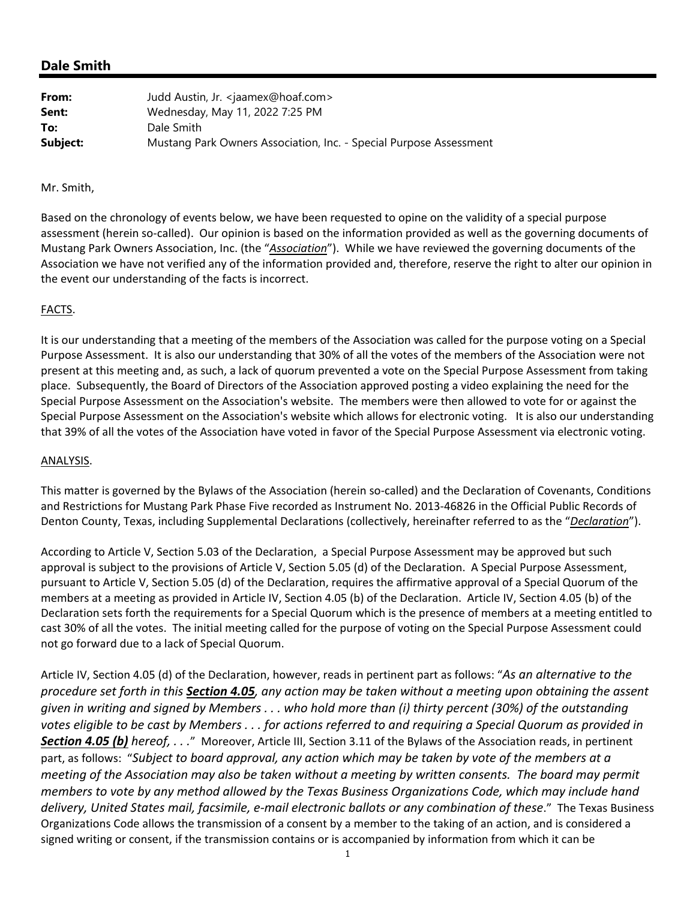## Dale Smith

| | |
|---|---|
| **From:** | Judd Austin, Jr. <jaamex@hoaf.com> |
| **Sent:** | Wednesday, May 11, 2022 7:25 PM |
| **To:** | Dale Smith |
| **Subject:** | Mustang Park Owners Association, Inc. - Special Purpose Assessment |

Mr. Smith,

Based on the chronology of events below, we have been requested to opine on the validity of a special purpose assessment (herein so-called). Our opinion is based on the information provided as well as the governing documents of Mustang Park Owners Association, Inc. (the "***Association***"). While we have reviewed the governing documents of the Association we have not verified any of the information provided and, therefore, reserve the right to alter our opinion in the event our understanding of the facts is incorrect.

FACTS.

It is our understanding that a meeting of the members of the Association was called for the purpose voting on a Special Purpose Assessment. It is also our understanding that 30% of all the votes of the members of the Association were not present at this meeting and, as such, a lack of quorum prevented a vote on the Special Purpose Assessment from taking place. Subsequently, the Board of Directors of the Association approved posting a video explaining the need for the Special Purpose Assessment on the Association's website. The members were then allowed to vote for or against the Special Purpose Assessment on the Association's website which allows for electronic voting. It is also our understanding that 39% of all the votes of the Association have voted in favor of the Special Purpose Assessment via electronic voting.

ANALYSIS.

This matter is governed by the Bylaws of the Association (herein so-called) and the Declaration of Covenants, Conditions and Restrictions for Mustang Park Phase Five recorded as Instrument No. 2013-46826 in the Official Public Records of Denton County, Texas, including Supplemental Declarations (collectively, hereinafter referred to as the "***Declaration***").

According to Article V, Section 5.03 of the Declaration, a Special Purpose Assessment may be approved but such approval is subject to the provisions of Article V, Section 5.05 (d) of the Declaration. A Special Purpose Assessment, pursuant to Article V, Section 5.05 (d) of the Declaration, requires the affirmative approval of a Special Quorum of the members at a meeting as provided in Article IV, Section 4.05 (b) of the Declaration. Article IV, Section 4.05 (b) of the Declaration sets forth the requirements for a Special Quorum which is the presence of members at a meeting entitled to cast 30% of all the votes. The initial meeting called for the purpose of voting on the Special Purpose Assessment could not go forward due to a lack of Special Quorum.

Article IV, Section 4.05 (d) of the Declaration, however, reads in pertinent part as follows: "*As an alternative to the procedure set forth in this **Section 4.05**, any action may be taken without a meeting upon obtaining the assent given in writing and signed by Members . . . who hold more than (i) thirty percent (30%) of the outstanding votes eligible to be cast by Members . . . for actions referred to and requiring a Special Quorum as provided in **Section 4.05 (b)** hereof, . . .*" Moreover, Article III, Section 3.11 of the Bylaws of the Association reads, in pertinent part, as follows: "*Subject to board approval, any action which may be taken by vote of the members at a meeting of the Association may also be taken without a meeting by written consents. The board may permit members to vote by any method allowed by the Texas Business Organizations Code, which may include hand delivery, United States mail, facsimile, e-mail electronic ballots or any combination of these*." The Texas Business Organizations Code allows the transmission of a consent by a member to the taking of an action, and is considered a signed writing or consent, if the transmission contains or is accompanied by information from which it can be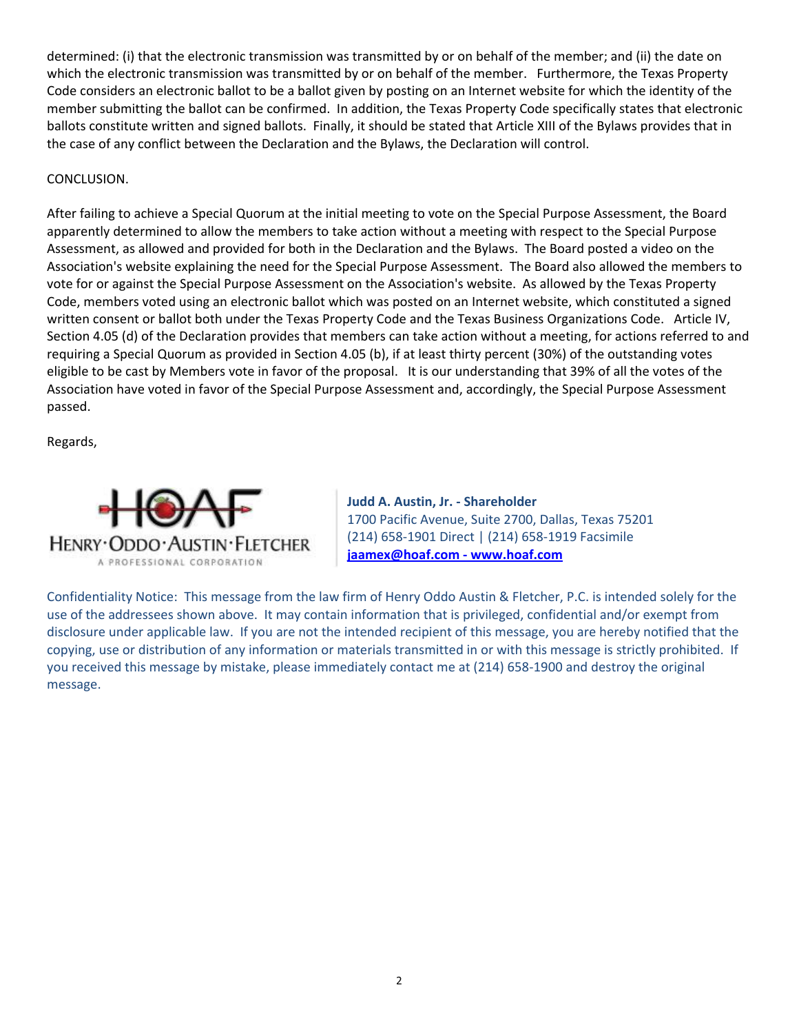determined: (i) that the electronic transmission was transmitted by or on behalf of the member; and (ii) the date on which the electronic transmission was transmitted by or on behalf of the member. Furthermore, the Texas Property Code considers an electronic ballot to be a ballot given by posting on an Internet website for which the identity of the member submitting the ballot can be confirmed. In addition, the Texas Property Code specifically states that electronic ballots constitute written and signed ballots. Finally, it should be stated that Article XIII of the Bylaws provides that in the case of any conflict between the Declaration and the Bylaws, the Declaration will control.

CONCLUSION.

After failing to achieve a Special Quorum at the initial meeting to vote on the Special Purpose Assessment, the Board apparently determined to allow the members to take action without a meeting with respect to the Special Purpose Assessment, as allowed and provided for both in the Declaration and the Bylaws. The Board posted a video on the Association's website explaining the need for the Special Purpose Assessment. The Board also allowed the members to vote for or against the Special Purpose Assessment on the Association's website. As allowed by the Texas Property Code, members voted using an electronic ballot which was posted on an Internet website, which constituted a signed written consent or ballot both under the Texas Property Code and the Texas Business Organizations Code. Article IV, Section 4.05 (d) of the Declaration provides that members can take action without a meeting, for actions referred to and requiring a Special Quorum as provided in Section 4.05 (b), if at least thirty percent (30%) of the outstanding votes eligible to be cast by Members vote in favor of the proposal. It is our understanding that 39% of all the votes of the Association have voted in favor of the Special Purpose Assessment and, accordingly, the Special Purpose Assessment passed.

Regards,

HOAF
HENRY·ODDO·AUSTIN·FLETCHER
A PROFESSIONAL CORPORATION

**Judd A. Austin, Jr. - Shareholder**
1700 Pacific Avenue, Suite 2700, Dallas, Texas 75201
(214) 658-1901 Direct | (214) 658-1919 Facsimile
**jaamex@hoaf.com - www.hoaf.com**

Confidentiality Notice: This message from the law firm of Henry Oddo Austin & Fletcher, P.C. is intended solely for the use of the addressees shown above. It may contain information that is privileged, confidential and/or exempt from disclosure under applicable law. If you are not the intended recipient of this message, you are hereby notified that the copying, use or distribution of any information or materials transmitted in or with this message is strictly prohibited. If you received this message by mistake, please immediately contact me at (214) 658-1900 and destroy the original message.